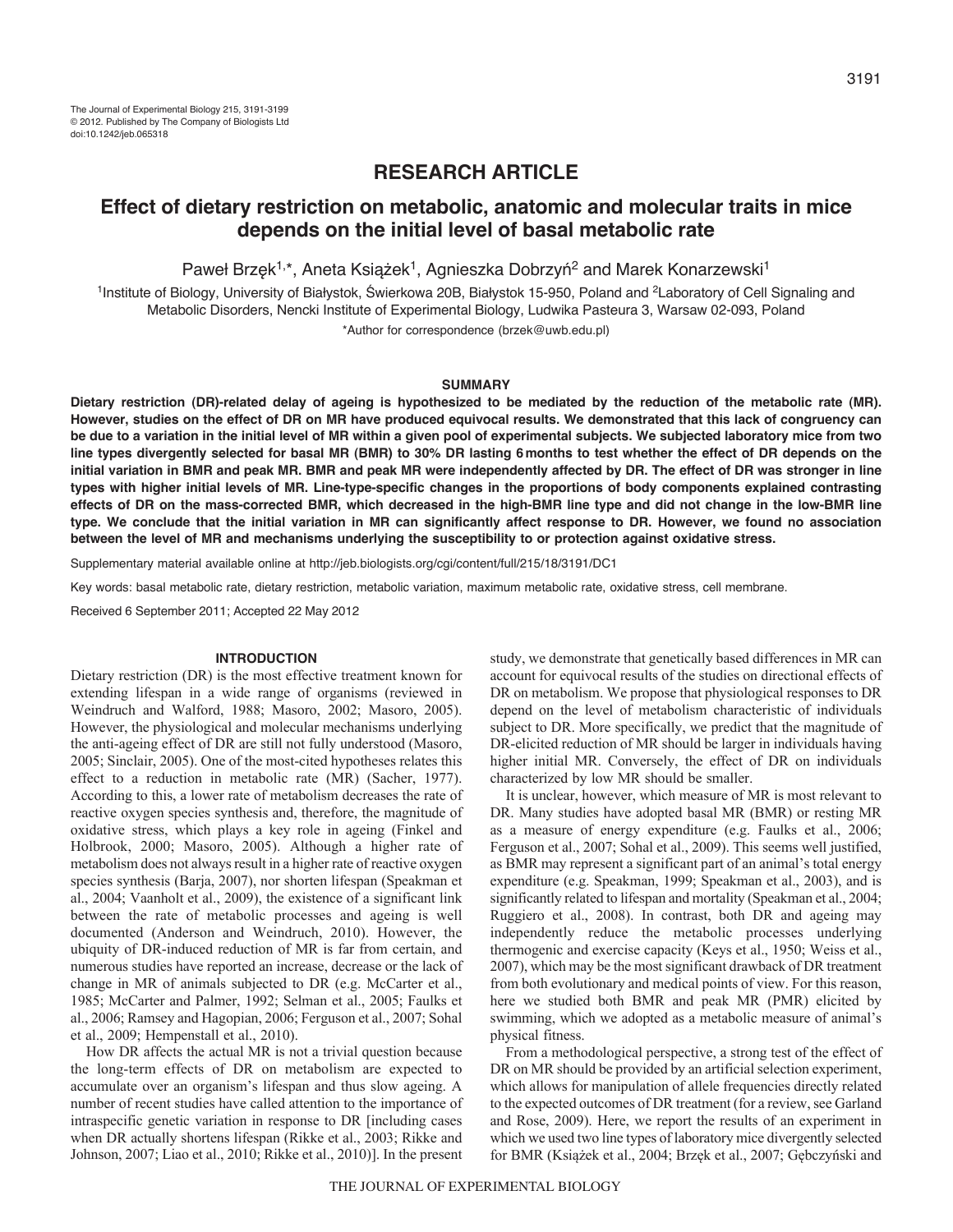# RESEARCH ARTICLE

# Effect of dietary restriction on metabolic, anatomic and molecular traits in mice depends on the initial level of basal metabolic rate

Paweł Brzęk[1,*], Aneta Książek[1], Agnieszka Dobrzyń[2] and Marek Konarzewski[1]

[1]Institute of Biology, University of Białystok, Świerkowa 20B, Białystok 15-950, Poland and [2]Laboratory of Cell Signaling and Metabolic Disorders, Nencki Institute of Experimental Biology, Ludwika Pasteura 3, Warsaw 02-093, Poland

*Author for correspondence (brzek@uwb.edu.pl)

## SUMMARY

**Dietary restriction (DR)-related delay of ageing is hypothesized to be mediated by the reduction of the metabolic rate (MR). However, studies on the effect of DR on MR have produced equivocal results. We demonstrated that this lack of congruency can be due to a variation in the initial level of MR within a given pool of experimental subjects. We subjected laboratory mice from two line types divergently selected for basal MR (BMR) to 30% DR lasting 6 months to test whether the effect of DR depends on the initial variation in BMR and peak MR. BMR and peak MR were independently affected by DR. The effect of DR was stronger in line types with higher initial levels of MR. Line-type-specific changes in the proportions of body components explained contrasting effects of DR on the mass-corrected BMR, which decreased in the high-BMR line type and did not change in the low-BMR line type. We conclude that the initial variation in MR can significantly affect response to DR. However, we found no association between the level of MR and mechanisms underlying the susceptibility to or protection against oxidative stress.**

Supplementary material available online at http://jeb.biologists.org/cgi/content/full/215/18/3191/DC1

Key words: basal metabolic rate, dietary restriction, metabolic variation, maximum metabolic rate, oxidative stress, cell membrane.

Received 6 September 2011; Accepted 22 May 2012

## INTRODUCTION

Dietary restriction (DR) is the most effective treatment known for extending lifespan in a wide range of organisms (reviewed in Weindruch and Walford, 1988; Masoro, 2002; Masoro, 2005). However, the physiological and molecular mechanisms underlying the anti-ageing effect of DR are still not fully understood (Masoro, 2005; Sinclair, 2005). One of the most-cited hypotheses relates this effect to a reduction in metabolic rate (MR) (Sacher, 1977). According to this, a lower rate of metabolism decreases the rate of reactive oxygen species synthesis and, therefore, the magnitude of oxidative stress, which plays a key role in ageing (Finkel and Holbrook, 2000; Masoro, 2005). Although a higher rate of metabolism does not always result in a higher rate of reactive oxygen species synthesis (Barja, 2007), nor shorten lifespan (Speakman et al., 2004; Vaanholt et al., 2009), the existence of a significant link between the rate of metabolic processes and ageing is well documented (Anderson and Weindruch, 2010). However, the ubiquity of DR-induced reduction of MR is far from certain, and numerous studies have reported an increase, decrease or the lack of change in MR of animals subjected to DR (e.g. McCarter et al., 1985; McCarter and Palmer, 1992; Selman et al., 2005; Faulks et al., 2006; Ramsey and Hagopian, 2006; Ferguson et al., 2007; Sohal et al., 2009; Hempenstall et al., 2010).

How DR affects the actual MR is not a trivial question because the long-term effects of DR on metabolism are expected to accumulate over an organism's lifespan and thus slow ageing. A number of recent studies have called attention to the importance of intraspecific genetic variation in response to DR [including cases when DR actually shortens lifespan (Rikke et al., 2003; Rikke and Johnson, 2007; Liao et al., 2010; Rikke et al., 2010)]. In the present study, we demonstrate that genetically based differences in MR can account for equivocal results of the studies on directional effects of DR on metabolism. We propose that physiological responses to DR depend on the level of metabolism characteristic of individuals subject to DR. More specifically, we predict that the magnitude of DR-elicited reduction of MR should be larger in individuals having higher initial MR. Conversely, the effect of DR on individuals characterized by low MR should be smaller.

It is unclear, however, which measure of MR is most relevant to DR. Many studies have adopted basal MR (BMR) or resting MR as a measure of energy expenditure (e.g. Faulks et al., 2006; Ferguson et al., 2007; Sohal et al., 2009). This seems well justified, as BMR may represent a significant part of an animal's total energy expenditure (e.g. Speakman, 1999; Speakman et al., 2003), and is significantly related to lifespan and mortality (Speakman et al., 2004; Ruggiero et al., 2008). In contrast, both DR and ageing may independently reduce the metabolic processes underlying thermogenic and exercise capacity (Keys et al., 1950; Weiss et al., 2007), which may be the most significant drawback of DR treatment from both evolutionary and medical points of view. For this reason, here we studied both BMR and peak MR (PMR) elicited by swimming, which we adopted as a metabolic measure of animal's physical fitness.

From a methodological perspective, a strong test of the effect of DR on MR should be provided by an artificial selection experiment, which allows for manipulation of allele frequencies directly related to the expected outcomes of DR treatment (for a review, see Garland and Rose, 2009). Here, we report the results of an experiment in which we used two line types of laboratory mice divergently selected for BMR (Książek et al., 2004; Brzęk et al., 2007; Gębczyński and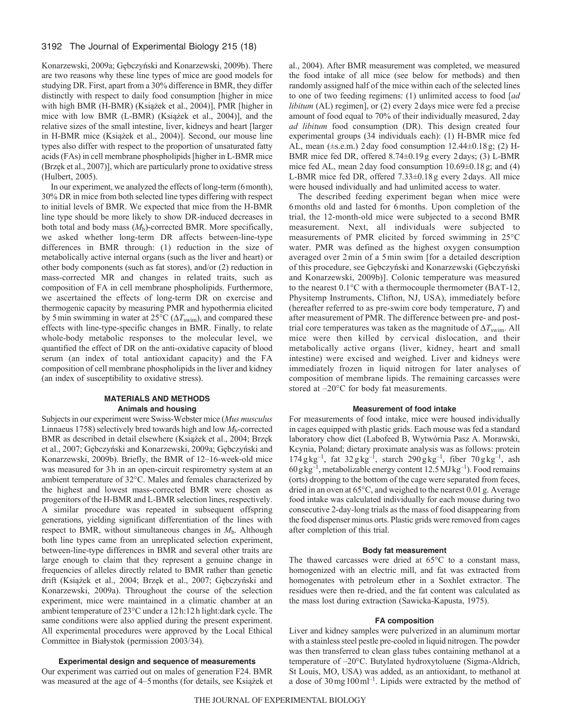Konarzewski, 2009a; Gębczyński and Konarzewski, 2009b). There are two reasons why these line types of mice are good models for studying DR. First, apart from a 30% difference in BMR, they differ distinctly with respect to daily food consumption [higher in mice with high BMR (H-BMR) (Książek et al., 2004)], PMR [higher in mice with low BMR (L-BMR) (Książek et al., 2004)], and the relative sizes of the small intestine, liver, kidneys and heart [larger in H-BMR mice (Książek et al., 2004)]. Second, our mouse line types also differ with respect to the proportion of unsaturated fatty acids (FAs) in cell membrane phospholipids [higher in L-BMR mice (Bręk et al., 2007)], which are particularly prone to oxidative stress (Hulbert, 2005).

In our experiment, we analyzed the effects of long-term (6 month), 30% DR in mice from both selected line types differing with respect to initial levels of BMR. We expected that mice from the H-BMR line type should be more likely to show DR-induced decreases in both total and body mass ($M_b$)-corrected BMR. More specifically, we asked whether long-term DR affects between-line-type differences in BMR through: (1) reduction in the size of metabolically active internal organs (such as the liver and heart) or other body components (such as fat stores), and/or (2) reduction in mass-corrected MR and changes in related traits, such as composition of FA in cell membrane phospholipids. Furthermore, we ascertained the effects of long-term DR on exercise and thermogenic capacity by measuring PMR and hypothermia elicited by 5 min swimming in water at 25°C ($\Delta T_{swim}$), and compared these effects with line-type-specific changes in BMR. Finally, to relate whole-body metabolic responses to the molecular level, we quantified the effect of DR on the anti-oxidative capacity of blood serum (an index of total antioxidant capacity) and the FA composition of cell membrane phospholipids in the liver and kidney (an index of susceptibility to oxidative stress).

## MATERIALS AND METHODS

### Animals and housing

Subjects in our experiment were Swiss-Webster mice (*Mus musculus* Linnaeus 1758) selectively bred towards high and low $M_b$-corrected BMR as described in detail elsewhere (Książek et al., 2004; Bręk et al., 2007; Gębczyński and Konarzewski, 2009a; Gębczyński and Konarzewski, 2009b). Briefly, the BMR of 12–16-week-old mice was measured for 3 h in an open-circuit respirometry system at an ambient temperature of 32°C. Males and females characterized by the highest and lowest mass-corrected BMR were chosen as progenitors of the H-BMR and L-BMR selection lines, respectively. A similar procedure was repeated in subsequent offspring generations, yielding significant differentiation of the lines with respect to BMR, without simultaneous changes in $M_b$. Although both line types came from an unreplicated selection experiment, between-line-type differences in BMR and several other traits are large enough to claim that they represent a genuine change in frequencies of alleles directly related to BMR rather than genetic drift (Książek et al., 2004; Bręk et al., 2007; Gębczyński and Konarzewski, 2009a). Throughout the course of the selection experiment, mice were maintained in a climatic chamber at an ambient temperature of 23°C under a 12 h:12 h light:dark cycle. The same conditions were also applied during the present experiment. All experimental procedures were approved by the Local Ethical Committee in Białystok (permission 2003/34).

### Experimental design and sequence of measurements

Our experiment was carried out on males of generation F24. BMR was measured at the age of 4–5 months (for details, see Książek et al., 2004). After BMR measurement was completed, we measured the food intake of all mice (see below for methods) and then randomly assigned half of the mice within each of the selected lines to one of two feeding regimens: (1) unlimited access to food [*ad libitum* (AL) regimen], or (2) every 2 days mice were fed a precise amount of food equal to 70% of their individually measured, 2 day *ad libitum* food consumption (DR). This design created four experimental groups (34 individuals each): (1) H-BMR mice fed AL, mean (±s.e.m.) 2 day food consumption 12.44±0.18 g; (2) H-BMR mice fed DR, offered 8.74±0.19 g every 2 days; (3) L-BMR mice fed AL, mean 2 day food consumption 10.69±0.18 g; and (4) L-BMR mice fed DR, offered 7.33±0.18 g every 2 days. All mice were housed individually and had unlimited access to water.

The described feeding experiment began when mice were 6 months old and lasted for 6 months. Upon completion of the trial, the 12-month-old mice were subjected to a second BMR measurement. Next, all individuals were subjected to measurements of PMR elicited by forced swimming in 25°C water. PMR was defined as the highest oxygen consumption averaged over 2 min of a 5 min swim [for a detailed description of this procedure, see Gębczyński and Konarzewski (Gębczyński and Konarzewski, 2009b)]. Colonic temperature was measured to the nearest 0.1°C with a thermocouple thermometer (BAT-12, Physitemp Instruments, Clifton, NJ, USA), immediately before (hereafter referred to as pre-swim core body temperature, *T*) and after measurement of PMR. The difference between pre- and post-trial core temperatures was taken as the magnitude of $\Delta T_{swim}$. All mice were then killed by cervical dislocation, and their metabolically active organs (liver, kidney, heart and small intestine) were excised and weighed. Liver and kidneys were immediately frozen in liquid nitrogen for later analyses of composition of membrane lipids. The remaining carcasses were stored at –20°C for body fat measurements.

### Measurement of food intake

For measurements of food intake, mice were housed individually in cages equipped with plastic grids. Each mouse was fed a standard laboratory chow diet (Labofeed B, Wytwórnia Pasz A. Morawski, Kcynia, Poland; dietary proximate analysis was as follows: protein 174 g kg$^{-1}$, fat 32 g kg$^{-1}$, starch 290 g kg$^{-1}$, fiber 70 g kg$^{-1}$, ash 60 g kg$^{-1}$, metabolizable energy content 12.5 MJ kg$^{-1}$). Food remains (orts) dropping to the bottom of the cage were separated from feces, dried in an oven at 65°C, and weighed to the nearest 0.01 g. Average food intake was calculated individually for each mouse during two consecutive 2-day-long trials as the mass of food disappearing from the food dispenser minus orts. Plastic grids were removed from cages after completion of this trial.

### Body fat measurement

The thawed carcasses were dried at 65°C to a constant mass, homogenized with an electric mill, and fat was extracted from homogenates with petroleum ether in a Soxhlet extractor. The residues were then re-dried, and the fat content was calculated as the mass lost during extraction (Sawicka-Kapusta, 1975).

### FA composition

Liver and kidney samples were pulverized in an aluminum mortar with a stainless steel pestle pre-cooled in liquid nitrogen. The powder was then transferred to clean glass tubes containing methanol at a temperature of –20°C. Butylated hydroxytoluene (Sigma-Aldrich, St Louis, MO, USA) was added, as an antioxidant, to methanol at a dose of 30 mg 100 ml$^{-1}$. Lipids were extracted by the method of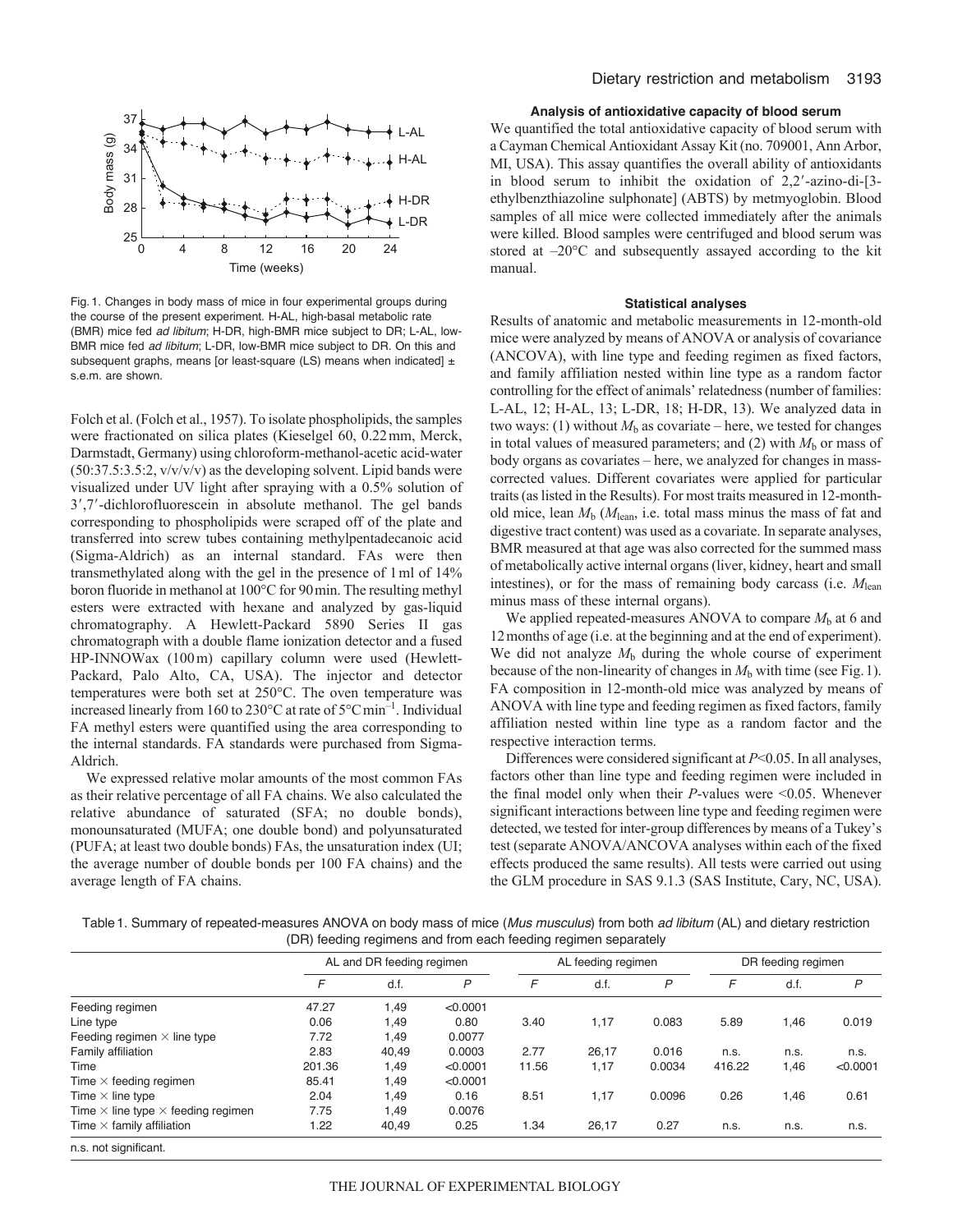Fig. 1. Changes in body mass of mice in four experimental groups during the course of the present experiment. H-AL, high-basal metabolic rate (BMR) mice fed *ad libitum*; H-DR, high-BMR mice subject to DR; L-AL, low-BMR mice fed *ad libitum*; L-DR, low-BMR mice subject to DR. On this and subsequent graphs, means [or least-square (LS) means when indicated] ± s.e.m. are shown.

Folch et al. (Folch et al., 1957). To isolate phospholipids, the samples were fractionated on silica plates (Kieselgel 60, 0.22 mm, Merck, Darmstadt, Germany) using chloroform-methanol-acetic acid-water (50:37.5:3.5:2, v/v/v/v) as the developing solvent. Lipid bands were visualized under UV light after spraying with a 0.5% solution of 3′,7′-dichlorofluorescein in absolute methanol. The gel bands corresponding to phospholipids were scraped off of the plate and transferred into screw tubes containing methylpentadecanoic acid (Sigma-Aldrich) as an internal standard. FAs were then transmethylated along with the gel in the presence of 1 ml of 14% boron fluoride in methanol at 100°C for 90 min. The resulting methyl esters were extracted with hexane and analyzed by gas-liquid chromatography. A Hewlett-Packard 5890 Series II gas chromatograph with a double flame ionization detector and a fused HP-INNOWax (100 m) capillary column were used (Hewlett-Packard, Palo Alto, CA, USA). The injector and detector temperatures were both set at 250°C. The oven temperature was increased linearly from 160 to 230°C at rate of 5°C min$^{-1}$. Individual FA methyl esters were quantified using the area corresponding to the internal standards. FA standards were purchased from Sigma-Aldrich.

We expressed relative molar amounts of the most common FAs as their relative percentage of all FA chains. We also calculated the relative abundance of saturated (SFA; no double bonds), monounsaturated (MUFA; one double bond) and polyunsaturated (PUFA; at least two double bonds) FAs, the unsaturation index (UI; the average number of double bonds per 100 FA chains) and the average length of FA chains.

### Analysis of antioxidative capacity of blood serum

We quantified the total antioxidative capacity of blood serum with a Cayman Chemical Antioxidant Assay Kit (no. 709001, Ann Arbor, MI, USA). This assay quantifies the overall ability of antioxidants in blood serum to inhibit the oxidation of 2,2′-azino-di-[3-ethylbenzthiazoline sulphonate] (ABTS) by metmyoglobin. Blood samples of all mice were collected immediately after the animals were killed. Blood samples were centrifuged and blood serum was stored at –20°C and subsequently assayed according to the kit manual.

### Statistical analyses

Results of anatomic and metabolic measurements in 12-month-old mice were analyzed by means of ANOVA or analysis of covariance (ANCOVA), with line type and feeding regimen as fixed factors, and family affiliation nested within line type as a random factor controlling for the effect of animals' relatedness (number of families: L-AL, 12; H-AL, 13; L-DR, 18; H-DR, 13). We analyzed data in two ways: (1) without $M_b$ as covariate – here, we tested for changes in total values of measured parameters; and (2) with $M_b$ or mass of body organs as covariates – here, we analyzed for changes in mass-corrected values. Different covariates were applied for particular traits (as listed in the Results). For most traits measured in 12-month-old mice, lean $M_b$ ($M_{lean}$, i.e. total mass minus the mass of fat and digestive tract content) was used as a covariate. In separate analyses, BMR measured at that age was also corrected for the summed mass of metabolically active internal organs (liver, kidney, heart and small intestines), or for the mass of remaining body carcass (i.e. $M_{lean}$ minus mass of these internal organs).

We applied repeated-measures ANOVA to compare $M_b$ at 6 and 12 months of age (i.e. at the beginning and at the end of experiment). We did not analyze $M_b$ during the whole course of experiment because of the non-linearity of changes in $M_b$ with time (see Fig. 1). FA composition in 12-month-old mice was analyzed by means of ANOVA with line type and feeding regimen as fixed factors, family affiliation nested within line type as a random factor and the respective interaction terms.

Differences were considered significant at $P$<0.05. In all analyses, factors other than line type and feeding regimen were included in the final model only when their $P$-values were <0.05. Whenever significant interactions between line type and feeding regimen were detected, we tested for inter-group differences by means of a Tukey's test (separate ANOVA/ANCOVA analyses within each of the fixed effects produced the same results). All tests were carried out using the GLM procedure in SAS 9.1.3 (SAS Institute, Cary, NC, USA).

Table 1. Summary of repeated-measures ANOVA on body mass of mice (*Mus musculus*) from both *ad libitum* (AL) and dietary restriction (DR) feeding regimens and from each feeding regimen separately

| | AL and DR feeding regimen | | | AL feeding regimen | | | DR feeding regimen | | |
|---|---|---|---|---|---|---|---|---|---|
| | $F$ | d.f. | $P$ | $F$ | d.f. | $P$ | $F$ | d.f. | $P$ |
| Feeding regimen | 47.27 | 1,49 | <0.0001 | | | | | | |
| Line type | 0.06 | 1,49 | 0.80 | 3.40 | 1,17 | 0.083 | 5.89 | 1,46 | 0.019 |
| Feeding regimen × line type | 7.72 | 1,49 | 0.0077 | | | | | | |
| Family affiliation | 2.83 | 40,49 | 0.0003 | 2.77 | 26,17 | 0.016 | n.s. | n.s. | n.s. |
| Time | 201.36 | 1,49 | <0.0001 | 11.56 | 1,17 | 0.0034 | 416.22 | 1,46 | <0.0001 |
| Time × feeding regimen | 85.41 | 1,49 | <0.0001 | | | | | | |
| Time × line type | 2.04 | 1,49 | 0.16 | 8.51 | 1,17 | 0.0096 | 0.26 | 1,46 | 0.61 |
| Time × line type × feeding regimen | 7.75 | 1,49 | 0.0076 | | | | | | |
| Time × family affiliation | 1.22 | 40,49 | 0.25 | 1.34 | 26,17 | 0.27 | n.s. | n.s. | n.s. |

n.s. not significant.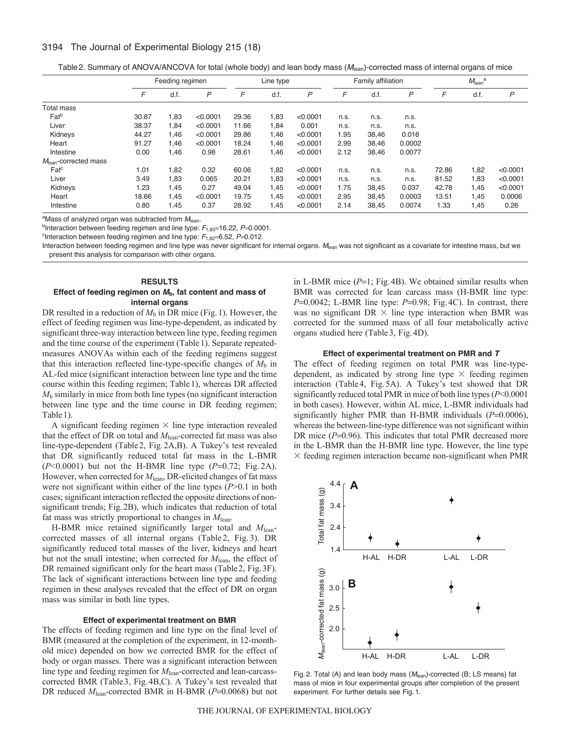Table 2. Summary of ANOVA/ANCOVA for total (whole body) and lean body mass ($M_{lean}$)-corrected mass of internal organs of mice

| | Feeding regimen | | | Line type | | | Family affiliation | | | $M_{lean}$[a] | | |
|---|---|---|---|---|---|---|---|---|---|---|---|---|
| | $F$ | d.f. | $P$ | $F$ | d.f. | $P$ | $F$ | d.f. | $P$ | $F$ | d.f. | $P$ |
| Total mass | | | | | | | | | | | | |
| Fat[b] | 30.87 | 1,83 | <0.0001 | 29.36 | 1,83 | <0.0001 | n.s. | n.s. | n.s. | | | |
| Liver | 38.37 | 1,84 | <0.0001 | 11.66 | 1,84 | 0.001 | n.s. | n.s. | n.s. | | | |
| Kidneys | 44.27 | 1,46 | <0.0001 | 29.86 | 1,46 | <0.0001 | 1.95 | 38,46 | 0.016 | | | |
| Heart | 91.27 | 1,46 | <0.0001 | 18.24 | 1,46 | <0.0001 | 2.99 | 38,46 | 0.0002 | | | |
| Intestine | 0.00 | 1,46 | 0.98 | 28.61 | 1,46 | <0.0001 | 2.12 | 38,46 | 0.0077 | | | |
| $M_{lean}$-corrected mass | | | | | | | | | | | | |
| Fat[c] | 1.01 | 1,82 | 0.32 | 60.06 | 1,82 | <0.0001 | n.s. | n.s. | n.s. | 72.86 | 1,82 | <0.0001 |
| Liver | 3.49 | 1,83 | 0.065 | 20.21 | 1,83 | <0.0001 | n.s. | n.s. | n.s. | 81.52 | 1,83 | <0.0001 |
| Kidneys | 1.23 | 1,45 | 0.27 | 49.04 | 1,45 | <0.0001 | 1.75 | 38,45 | 0.037 | 42.78 | 1,45 | <0.0001 |
| Heart | 18.66 | 1,45 | <0.0001 | 19.75 | 1,45 | <0.0001 | 2.95 | 38,45 | 0.0003 | 13.51 | 1,45 | 0.0006 |
| Intestine | 0.80 | 1,45 | 0.37 | 28.92 | 1,45 | <0.0001 | 2.14 | 38,45 | 0.0074 | 1.33 | 1,45 | 0.26 |

[a]Mass of analyzed organ was subtracted from $M_{lean}$.

[b]Interaction between feeding regimen and line type: $F_{1,83}$=16.22, $P$=0.0001.

[c]Interaction between feeding regimen and line type: $F_{1,82}$=6.52, $P$=0.012.

Interaction between feeding regimen and line type was never significant for internal organs. $M_{lean}$ was not significant as a covariate for intestine mass, but we present this analysis for comparison with other organs.

## RESULTS

### Effect of feeding regimen on $M_b$, fat content and mass of internal organs

DR resulted in a reduction of $M_b$ in DR mice (Fig. 1). However, the effect of feeding regimen was line-type-dependent, as indicated by significant three-way interaction between line type, feeding regimen and the time course of the experiment (Table 1). Separate repeated-measures ANOVAs within each of the feeding regimens suggest that this interaction reflected line-type-specific changes of $M_b$ in AL-fed mice (significant interaction between line type and the time course within this feeding regimen; Table 1), whereas DR affected $M_b$ similarly in mice from both line types (no significant interaction between line type and the time course in DR feeding regimen; Table 1).

A significant feeding regimen × line type interaction revealed that the effect of DR on total and $M_{lean}$-corrected fat mass was also line-type-dependent (Table 2, Fig. 2A,B). A Tukey's test revealed that DR significantly reduced total fat mass in the L-BMR ($P$<0.0001) but not the H-BMR line type ($P$=0.72; Fig. 2A). However, when corrected for $M_{lean}$, DR-elicited changes of fat mass were not significant within either of the line types ($P$>0.1 in both cases; significant interaction reflected the opposite directions of non-significant trends; Fig. 2B), which indicates that reduction of total fat mass was strictly proportional to changes in $M_{lean}$.

H-BMR mice retained significantly larger total and $M_{lean}$-corrected masses of all internal organs (Table 2, Fig. 3). DR significantly reduced total masses of the liver, kidneys and heart but not the small intestine; when corrected for $M_{lean}$, the effect of DR remained significant only for the heart mass (Table 2, Fig. 3F). The lack of significant interactions between line type and feeding regimen in these analyses revealed that the effect of DR on organ mass was similar in both line types.

### Effect of experimental treatment on BMR

The effects of feeding regimen and line type on the final level of BMR (measured at the completion of the experiment, in 12-month-old mice) depended on how we corrected BMR for the effect of body or organ masses. There was a significant interaction between line type and feeding regimen for $M_{lean}$-corrected and lean-carcass-corrected BMR (Table 3, Fig. 4B,C). A Tukey's test revealed that DR reduced $M_{lean}$-corrected BMR in H-BMR ($P$=0.0068) but not in L-BMR mice ($P$=1; Fig. 4B). We obtained similar results when BMR was corrected for lean carcass mass (H-BMR line type: $P$=0.0042; L-BMR line type: $P$=0.98; Fig. 4C). In contrast, there was no significant DR × line type interaction when BMR was corrected for the summed mass of all four metabolically active organs studied here (Table 3, Fig. 4D).

### Effect of experimental treatment on PMR and *T*

The effect of feeding regimen on total PMR was line-type-dependent, as indicated by strong line type × feeding regimen interaction (Table 4, Fig. 5A). A Tukey's test showed that DR significantly reduced total PMR in mice of both line types ($P$<0.0001 in both cases). However, within AL mice, L-BMR individuals had significantly higher PMR than H-BMR individuals ($P$=0.0006), whereas the between-line-type difference was not significant within DR mice ($P$=0.96). This indicates that total PMR decreased more in the L-BMR than the H-BMR line type. However, the line type × feeding regimen interaction became non-significant when PMR

Fig. 2. Total (A) and lean body mass ($M_{lean}$)-corrected (B; LS means) fat mass of mice in four experimental groups after completion of the present experiment. For further details see Fig. 1.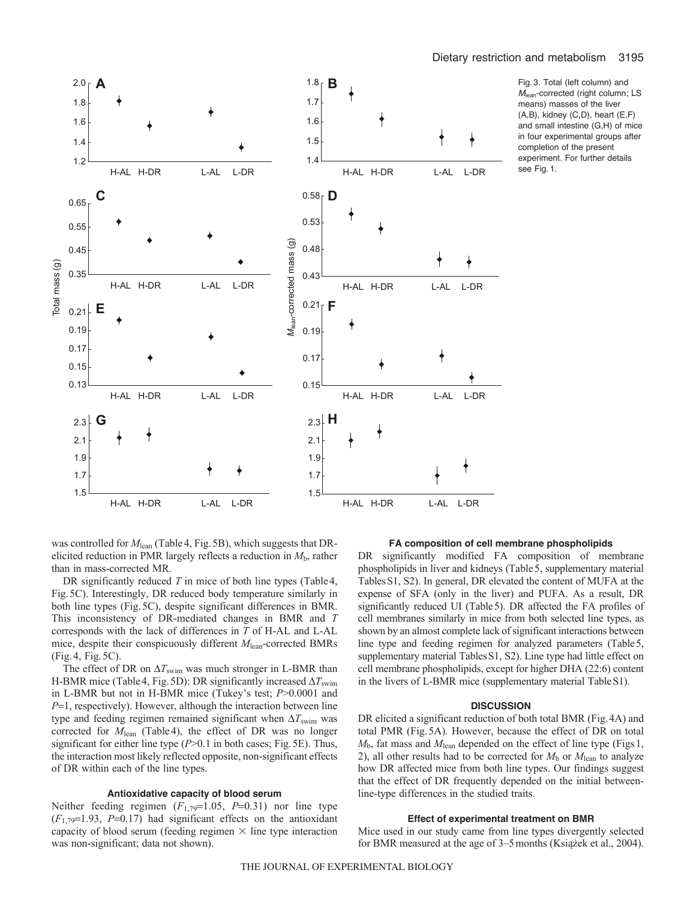Fig. 3. Total (left column) and $M_{lean}$-corrected (right column; LS means) masses of the liver (A,B), kidney (C,D), heart (E,F) and small intestine (G,H) of mice in four experimental groups after completion of the present experiment. For further details see Fig. 1.

was controlled for $M_{lean}$ (Table 4, Fig. 5B), which suggests that DR-elicited reduction in PMR largely reflects a reduction in $M_b$, rather than in mass-corrected MR.

DR significantly reduced $T$ in mice of both line types (Table 4, Fig. 5C). Interestingly, DR reduced body temperature similarly in both line types (Fig. 5C), despite significant differences in BMR. This inconsistency of DR-mediated changes in BMR and $T$ corresponds with the lack of differences in $T$ of H-AL and L-AL mice, despite their conspicuously different $M_{lean}$-corrected BMRs (Fig. 4, Fig. 5C).

The effect of DR on $\Delta T_{swim}$ was much stronger in L-BMR than H-BMR mice (Table 4, Fig. 5D): DR significantly increased $\Delta T_{swim}$ in L-BMR but not in H-BMR mice (Tukey's test; $P$>0.0001 and $P$=1, respectively). However, although the interaction between line type and feeding regimen remained significant when $\Delta T_{swim}$ was corrected for $M_{lean}$ (Table 4), the effect of DR was no longer significant for either line type ($P$>0.1 in both cases; Fig. 5E). Thus, the interaction most likely reflected opposite, non-significant effects of DR within each of the line types.

### Antioxidative capacity of blood serum

Neither feeding regimen ($F_{1,79}$=1.05, $P$=0.31) nor line type ($F_{1,79}$=1.93, $P$=0.17) had significant effects on the antioxidant capacity of blood serum (feeding regimen × line type interaction was non-significant; data not shown).

### FA composition of cell membrane phospholipids

DR significantly modified FA composition of membrane phospholipids in liver and kidneys (Table 5, supplementary material Tables S1, S2). In general, DR elevated the content of MUFA at the expense of SFA (only in the liver) and PUFA. As a result, DR significantly reduced UI (Table 5). DR affected the FA profiles of cell membranes similarly in mice from both selected line types, as shown by an almost complete lack of significant interactions between line type and feeding regimen for analyzed parameters (Table 5, supplementary material Tables S1, S2). Line type had little effect on cell membrane phospholipids, except for higher DHA (22:6) content in the livers of L-BMR mice (supplementary material Table S1).

## DISCUSSION

DR elicited a significant reduction of both total BMR (Fig. 4A) and total PMR (Fig. 5A). However, because the effect of DR on total $M_b$, fat mass and $M_{lean}$ depended on the effect of line type (Figs 1, 2), all other results had to be corrected for $M_b$ or $M_{lean}$ to analyze how DR affected mice from both line types. Our findings suggest that the effect of DR frequently depended on the initial between-line-type differences in the studied traits.

### Effect of experimental treatment on BMR

Mice used in our study came from line types divergently selected for BMR measured at the age of 3–5 months (Książek et al., 2004).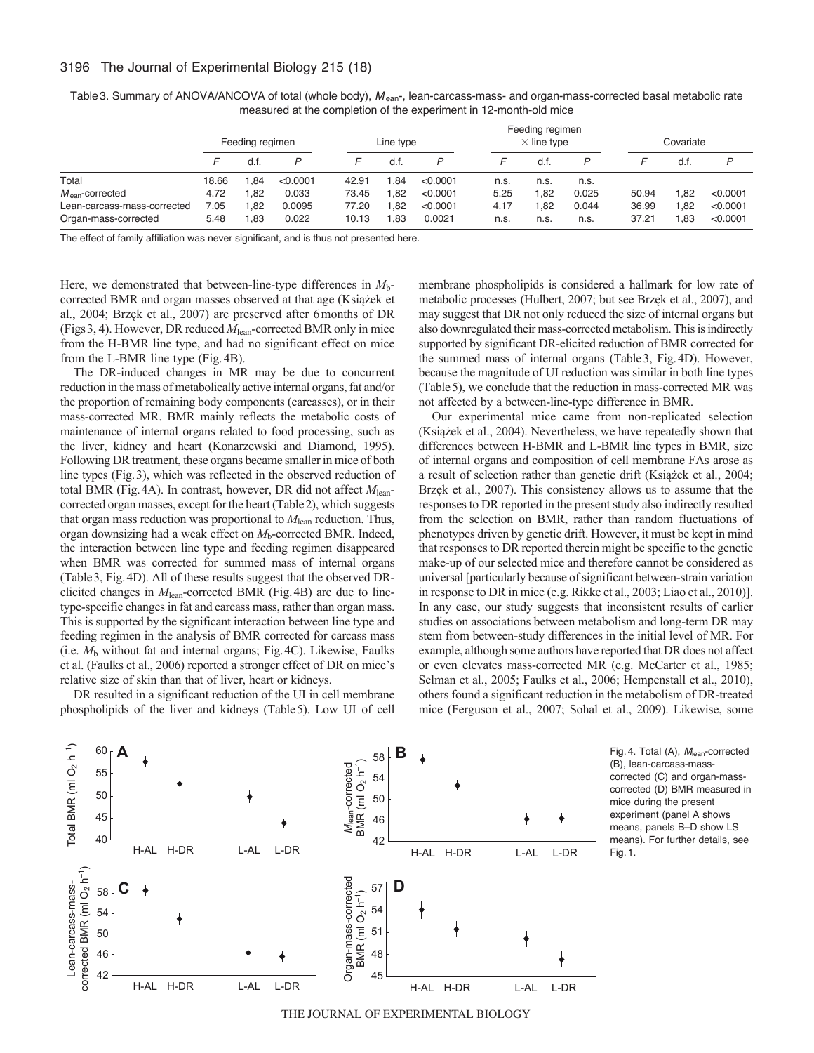Table 3. Summary of ANOVA/ANCOVA of total (whole body), $M_{lean}$-, lean-carcass-mass- and organ-mass-corrected basal metabolic rate measured at the completion of the experiment in 12-month-old mice

| | Feeding regimen | | | Line type | | | Feeding regimen × line type | | | Covariate | | |
|---|---|---|---|---|---|---|---|---|---|---|---|---|
| | $F$ | d.f. | $P$ | $F$ | d.f. | $P$ | $F$ | d.f. | $P$ | $F$ | d.f. | $P$ |
| Total | 18.66 | 1,84 | <0.0001 | 42.91 | 1,84 | <0.0001 | n.s. | n.s. | n.s. | | | |
| $M_{lean}$-corrected | 4.72 | 1,82 | 0.033 | 73.45 | 1,82 | <0.0001 | 5.25 | 1,82 | 0.025 | 50.94 | 1,82 | <0.0001 |
| Lean-carcass-mass-corrected | 7.05 | 1,82 | 0.0095 | 77.20 | 1,82 | <0.0001 | 4.17 | 1,82 | 0.044 | 36.99 | 1,82 | <0.0001 |
| Organ-mass-corrected | 5.48 | 1,83 | 0.022 | 10.13 | 1,83 | 0.0021 | n.s. | n.s. | n.s. | 37.21 | 1,83 | <0.0001 |

The effect of family affiliation was never significant, and is thus not presented here.

Here, we demonstrated that between-line-type differences in $M_b$-corrected BMR and organ masses observed at that age (Książek et al., 2004; Brzęk et al., 2007) are preserved after 6 months of DR (Figs 3, 4). However, DR reduced $M_{lean}$-corrected BMR only in mice from the H-BMR line type, and had no significant effect on mice from the L-BMR line type (Fig. 4B).

The DR-induced changes in MR may be due to concurrent reduction in the mass of metabolically active internal organs, fat and/or the proportion of remaining body components (carcasses), or in their mass-corrected MR. BMR mainly reflects the metabolic costs of maintenance of internal organs related to food processing, such as the liver, kidney and heart (Konarzewski and Diamond, 1995). Following DR treatment, these organs became smaller in mice of both line types (Fig. 3), which was reflected in the observed reduction of total BMR (Fig. 4A). In contrast, however, DR did not affect $M_{lean}$-corrected organ masses, except for the heart (Table 2), which suggests that organ mass reduction was proportional to $M_{lean}$ reduction. Thus, organ downsizing had a weak effect on $M_b$-corrected BMR. Indeed, the interaction between line type and feeding regimen disappeared when BMR was corrected for summed mass of internal organs (Table 3, Fig. 4D). All of these results suggest that the observed DR-elicited changes in $M_{lean}$-corrected BMR (Fig. 4B) are due to line-type-specific changes in fat and carcass mass, rather than organ mass. This is supported by the significant interaction between line type and feeding regimen in the analysis of BMR corrected for carcass mass (i.e. $M_b$ without fat and internal organs; Fig. 4C). Likewise, Faulks et al. (Faulks et al., 2006) reported a stronger effect of DR on mice's relative size of skin than that of liver, heart or kidneys.

DR resulted in a significant reduction of the UI in cell membrane phospholipids of the liver and kidneys (Table 5). Low UI of cell membrane phospholipids is considered a hallmark for low rate of metabolic processes (Hulbert, 2007; but see Brzęk et al., 2007), and may suggest that DR not only reduced the size of internal organs but also downregulated their mass-corrected metabolism. This is indirectly supported by significant DR-elicited reduction of BMR corrected for the summed mass of internal organs (Table 3, Fig. 4D). However, because the magnitude of UI reduction was similar in both line types (Table 5), we conclude that the reduction in mass-corrected MR was not affected by a between-line-type difference in BMR.

Our experimental mice came from non-replicated selection (Książek et al., 2004). Nevertheless, we have repeatedly shown that differences between H-BMR and L-BMR line types in BMR, size of internal organs and composition of cell membrane FAs arose as a result of selection rather than genetic drift (Książek et al., 2004; Brzęk et al., 2007). This consistency allows us to assume that the responses to DR reported in the present study also indirectly resulted from the selection on BMR, rather than random fluctuations of phenotypes driven by genetic drift. However, it must be kept in mind that responses to DR reported therein might be specific to the genetic make-up of our selected mice and therefore cannot be considered as universal [particularly because of significant between-strain variation in response to DR in mice (e.g. Rikke et al., 2003; Liao et al., 2010)]. In any case, our study suggests that inconsistent results of earlier studies on associations between metabolism and long-term DR may stem from between-study differences in the initial level of MR. For example, although some authors have reported that DR does not affect or even elevates mass-corrected MR (e.g. McCarter et al., 1985; Selman et al., 2005; Faulks et al., 2006; Hempenstall et al., 2010), others found a significant reduction in the metabolism of DR-treated mice (Ferguson et al., 2007; Sohal et al., 2009). Likewise, some

Fig. 4. Total (A), $M_{lean}$-corrected (B), lean-carcass-mass-corrected (C) and organ-mass-corrected (D) BMR measured in mice during the present experiment (panel A shows means, panels B–D show LS means). For further details, see Fig. 1.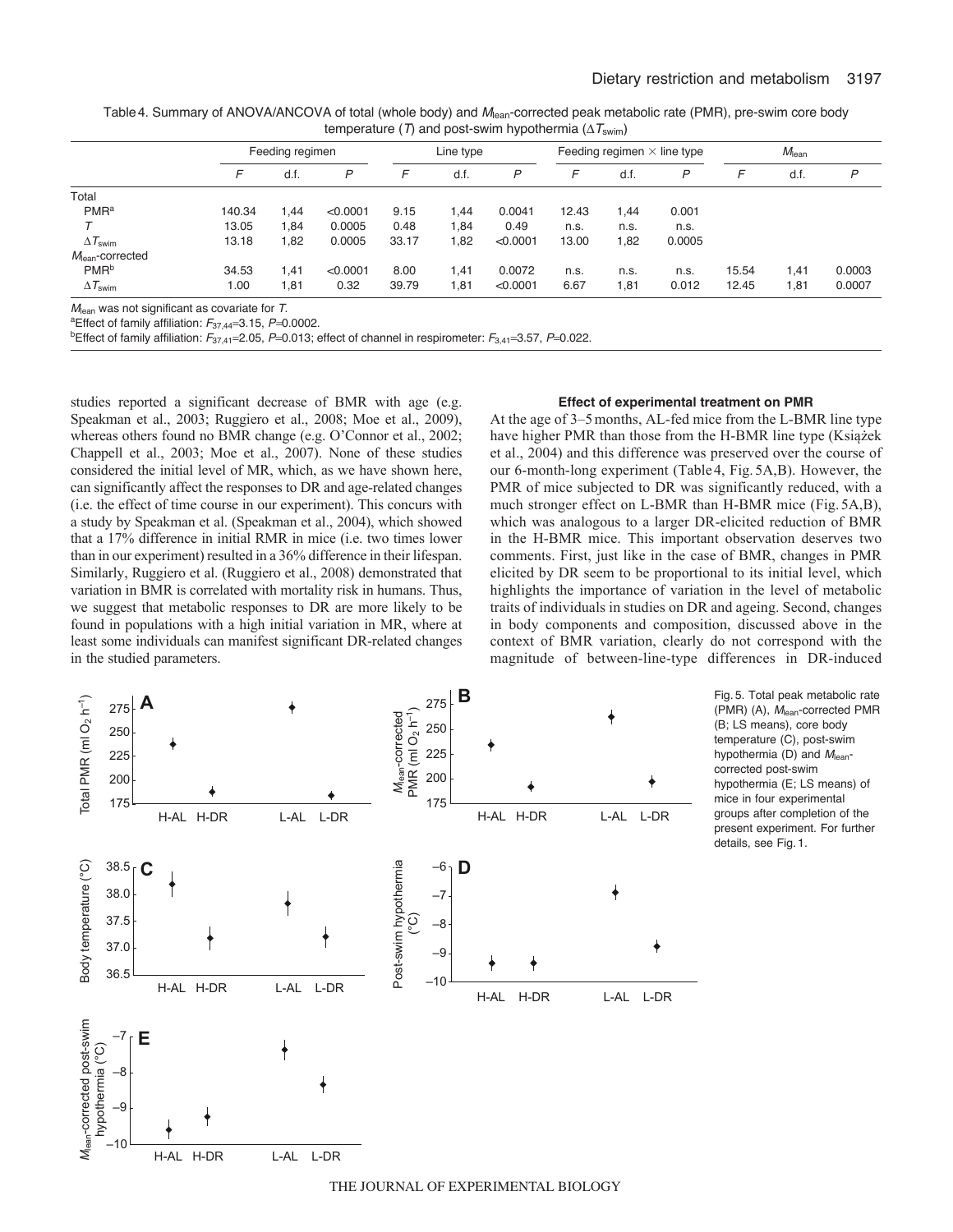Table 4. Summary of ANOVA/ANCOVA of total (whole body) and $M_{lean}$-corrected peak metabolic rate (PMR), pre-swim core body temperature ($T$) and post-swim hypothermia ($\Delta T_{swim}$)

| | Feeding regimen | | | Line type | | | Feeding regimen × line type | | | $M_{lean}$ | | |
|---|---|---|---|---|---|---|---|---|---|---|---|---|
| | $F$ | d.f. | $P$ | $F$ | d.f. | $P$ | $F$ | d.f. | $P$ | $F$ | d.f. | $P$ |
| Total | | | | | | | | | | | | |
| PMR[a] | 140.34 | 1,44 | <0.0001 | 9.15 | 1,44 | 0.0041 | 12.43 | 1,44 | 0.001 | | | |
| $T$ | 13.05 | 1,84 | 0.0005 | 0.48 | 1,84 | 0.49 | n.s. | n.s. | n.s. | | | |
| $\Delta T_{swim}$ | 13.18 | 1,82 | 0.0005 | 33.17 | 1,82 | <0.0001 | 13.00 | 1,82 | 0.0005 | | | |
| $M_{lean}$-corrected | | | | | | | | | | | | |
| PMR[b] | 34.53 | 1,41 | <0.0001 | 8.00 | 1,41 | 0.0072 | n.s. | n.s. | n.s. | 15.54 | 1,41 | 0.0003 |
| $\Delta T_{swim}$ | 1.00 | 1,81 | 0.32 | 39.79 | 1,81 | <0.0001 | 6.67 | 1,81 | 0.012 | 12.45 | 1,81 | 0.0007 |

$M_{lean}$ was not significant as covariate for $T$.
[a]Effect of family affiliation: $F_{37,44}$=3.15, $P$=0.0002.
[b]Effect of family affiliation: $F_{37,41}$=2.05, $P$=0.013; effect of channel in respirometer: $F_{3,41}$=3.57, $P$=0.022.

studies reported a significant decrease of BMR with age (e.g. Speakman et al., 2003; Ruggiero et al., 2008; Moe et al., 2009), whereas others found no BMR change (e.g. O'Connor et al., 2002; Chappell et al., 2003; Moe et al., 2007). None of these studies considered the initial level of MR, which, as we have shown here, can significantly affect the responses to DR and age-related changes (i.e. the effect of time course in our experiment). This concurs with a study by Speakman et al. (Speakman et al., 2004), which showed that a 17% difference in initial RMR in mice (i.e. two times lower than in our experiment) resulted in a 36% difference in their lifespan. Similarly, Ruggiero et al. (Ruggiero et al., 2008) demonstrated that variation in BMR is correlated with mortality risk in humans. Thus, we suggest that metabolic responses to DR are more likely to be found in populations with a high initial variation in MR, where at least some individuals can manifest significant DR-related changes in the studied parameters.

### Effect of experimental treatment on PMR

At the age of 3–5 months, AL-fed mice from the L-BMR line type have higher PMR than those from the H-BMR line type (Książek et al., 2004) and this difference was preserved over the course of our 6-month-long experiment (Table 4, Fig. 5A,B). However, the PMR of mice subjected to DR was significantly reduced, with a much stronger effect on L-BMR than H-BMR mice (Fig. 5A,B), which was analogous to a larger DR-elicited reduction of BMR in the H-BMR mice. This important observation deserves two comments. First, just like in the case of BMR, changes in PMR elicited by DR seem to be proportional to its initial level, which highlights the importance of variation in the level of metabolic traits of individuals in studies on DR and ageing. Second, changes in body components and composition, discussed above in the context of BMR variation, clearly do not correspond with the magnitude of between-line-type differences in DR-induced

Fig. 5. Total peak metabolic rate (PMR) (A), $M_{lean}$-corrected PMR (B; LS means), core body temperature (C), post-swim hypothermia (D) and $M_{lean}$-corrected post-swim hypothermia (E; LS means) of mice in four experimental groups after completion of the present experiment. For further details, see Fig. 1.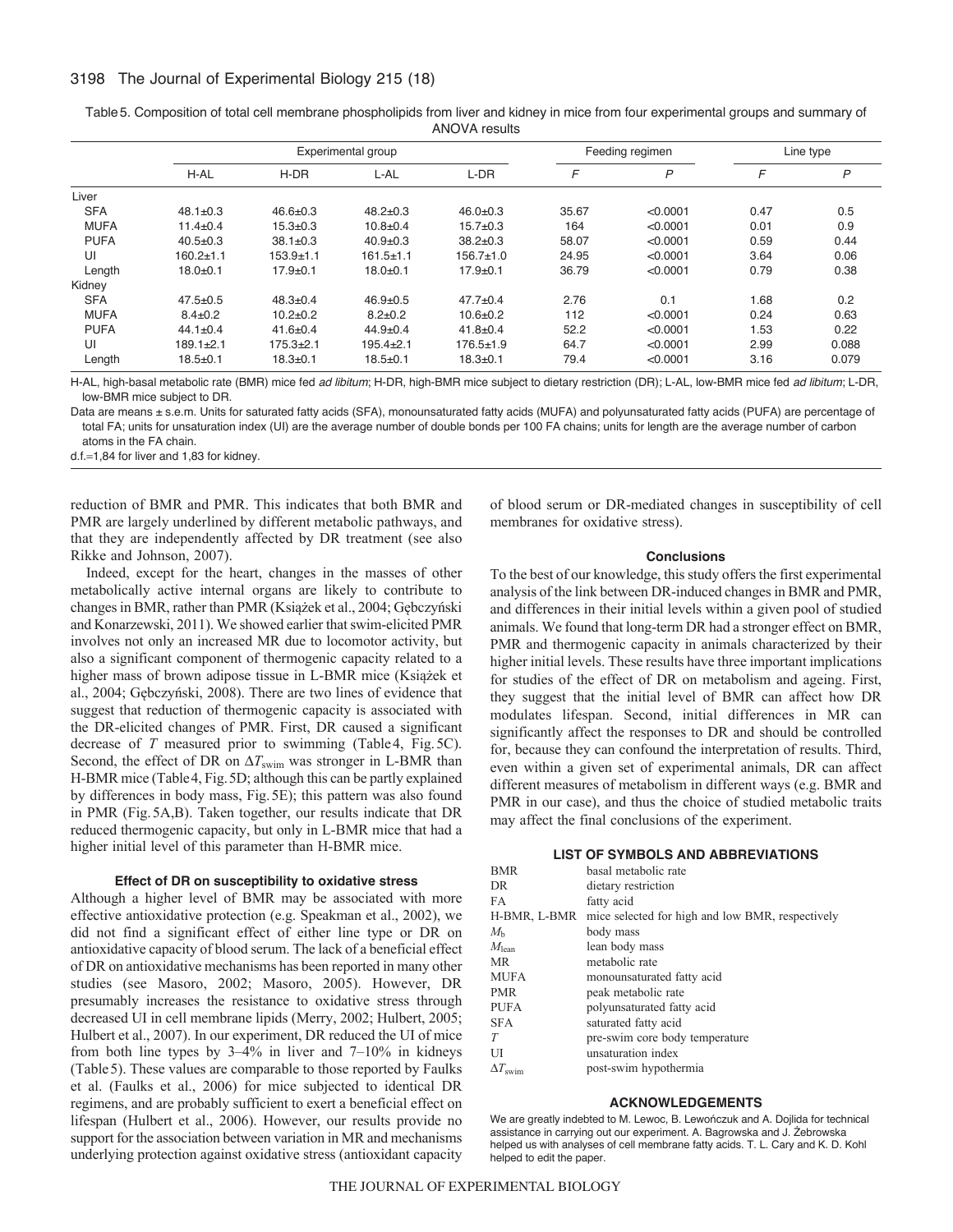Table 5. Composition of total cell membrane phospholipids from liver and kidney in mice from four experimental groups and summary of ANOVA results

| | Experimental group | | | | Feeding regimen | | Line type | |
|---|---|---|---|---|---|---|---|---|
| | H-AL | H-DR | L-AL | L-DR | *F* | *P* | *F* | *P* |
| Liver | | | | | | | | |
| SFA | 48.1±0.3 | 46.6±0.3 | 48.2±0.3 | 46.0±0.3 | 35.67 | <0.0001 | 0.47 | 0.5 |
| MUFA | 11.4±0.4 | 15.3±0.3 | 10.8±0.4 | 15.7±0.3 | 164 | <0.0001 | 0.01 | 0.9 |
| PUFA | 40.5±0.3 | 38.1±0.3 | 40.9±0.3 | 38.2±0.3 | 58.07 | <0.0001 | 0.59 | 0.44 |
| UI | 160.2±1.1 | 153.9±1.1 | 161.5±1.1 | 156.7±1.0 | 24.95 | <0.0001 | 3.64 | 0.06 |
| Length | 18.0±0.1 | 17.9±0.1 | 18.0±0.1 | 17.9±0.1 | 36.79 | <0.0001 | 0.79 | 0.38 |
| Kidney | | | | | | | | |
| SFA | 47.5±0.5 | 48.3±0.4 | 46.9±0.5 | 47.7±0.4 | 2.76 | 0.1 | 1.68 | 0.2 |
| MUFA | 8.4±0.2 | 10.2±0.2 | 8.2±0.2 | 10.6±0.2 | 112 | <0.0001 | 0.24 | 0.63 |
| PUFA | 44.1±0.4 | 41.6±0.4 | 44.9±0.4 | 41.8±0.4 | 52.2 | <0.0001 | 1.53 | 0.22 |
| UI | 189.1±2.1 | 175.3±2.1 | 195.4±2.1 | 176.5±1.9 | 64.7 | <0.0001 | 2.99 | 0.088 |
| Length | 18.5±0.1 | 18.3±0.1 | 18.5±0.1 | 18.3±0.1 | 79.4 | <0.0001 | 3.16 | 0.079 |

H-AL, high-basal metabolic rate (BMR) mice fed *ad libitum*; H-DR, high-BMR mice subject to dietary restriction (DR); L-AL, low-BMR mice fed *ad libitum*; L-DR, low-BMR mice subject to DR.

Data are means ± s.e.m. Units for saturated fatty acids (SFA), monounsaturated fatty acids (MUFA) and polyunsaturated fatty acids (PUFA) are percentage of total FA; units for unsaturation index (UI) are the average number of double bonds per 100 FA chains; units for length are the average number of carbon atoms in the FA chain.

d.f.=1,84 for liver and 1,83 for kidney.

reduction of BMR and PMR. This indicates that both BMR and PMR are largely underlined by different metabolic pathways, and that they are independently affected by DR treatment (see also Rikke and Johnson, 2007).

Indeed, except for the heart, changes in the masses of other metabolically active internal organs are likely to contribute to changes in BMR, rather than PMR (Książek et al., 2004; Gębczyński and Konarzewski, 2011). We showed earlier that swim-elicited PMR involves not only an increased MR due to locomotor activity, but also a significant component of thermogenic capacity related to a higher mass of brown adipose tissue in L-BMR mice (Książek et al., 2004; Gębczyński, 2008). There are two lines of evidence that suggest that reduction of thermogenic capacity is associated with the DR-elicited changes of PMR. First, DR caused a significant decrease of $T$ measured prior to swimming (Table 4, Fig. 5C). Second, the effect of DR on $\Delta T_{swim}$ was stronger in L-BMR than H-BMR mice (Table 4, Fig. 5D; although this can be partly explained by differences in body mass, Fig. 5E); this pattern was also found in PMR (Fig. 5A,B). Taken together, our results indicate that DR reduced thermogenic capacity, but only in L-BMR mice that had a higher initial level of this parameter than H-BMR mice.

### Effect of DR on susceptibility to oxidative stress

Although a higher level of BMR may be associated with more effective antioxidative protection (e.g. Speakman et al., 2002), we did not find a significant effect of either line type or DR on antioxidative capacity of blood serum. The lack of a beneficial effect of DR on antioxidative mechanisms has been reported in many other studies (see Masoro, 2002; Masoro, 2005). However, DR presumably increases the resistance to oxidative stress through decreased UI in cell membrane lipids (Merry, 2002; Hulbert, 2005; Hulbert et al., 2007). In our experiment, DR reduced the UI of mice from both line types by 3–4% in liver and 7–10% in kidneys (Table 5). These values are comparable to those reported by Faulks et al. (Faulks et al., 2006) for mice subjected to identical DR regimens, and are probably sufficient to exert a beneficial effect on lifespan (Hulbert et al., 2006). However, our results provide no support for the association between variation in MR and mechanisms underlying protection against oxidative stress (antioxidant capacity of blood serum or DR-mediated changes in susceptibility of cell membranes for oxidative stress).

### Conclusions

To the best of our knowledge, this study offers the first experimental analysis of the link between DR-induced changes in BMR and PMR, and differences in their initial levels within a given pool of studied animals. We found that long-term DR had a stronger effect on BMR, PMR and thermogenic capacity in animals characterized by their higher initial levels. These results have three important implications for studies of the effect of DR on metabolism and ageing. First, they suggest that the initial level of BMR can affect how DR modulates lifespan. Second, initial differences in MR can significantly affect the responses to DR and should be controlled for, because they can confound the interpretation of results. Third, even within a given set of experimental animals, DR can affect different measures of metabolism in different ways (e.g. BMR and PMR in our case), and thus the choice of studied metabolic traits may affect the final conclusions of the experiment.

### LIST OF SYMBOLS AND ABBREVIATIONS

| | |
|---|---|
| BMR | basal metabolic rate |
| DR | dietary restriction |
| FA | fatty acid |
| H-BMR, L-BMR | mice selected for high and low BMR, respectively |
| $M_b$ | body mass |
| $M_{lean}$ | lean body mass |
| MR | metabolic rate |
| MUFA | monounsaturated fatty acid |
| PMR | peak metabolic rate |
| PUFA | polyunsaturated fatty acid |
| SFA | saturated fatty acid |
| $T$ | pre-swim core body temperature |
| UI | unsaturation index |
| $\Delta T_{swim}$ | post-swim hypothermia |

### ACKNOWLEDGEMENTS

We are greatly indebted to M. Lewoc, B. Lewończuk and A. Dojlida for technical assistance in carrying out our experiment. A. Bagrowska and J. Żebrowska helped us with analyses of cell membrane fatty acids. T. L. Cary and K. D. Kohl helped to edit the paper.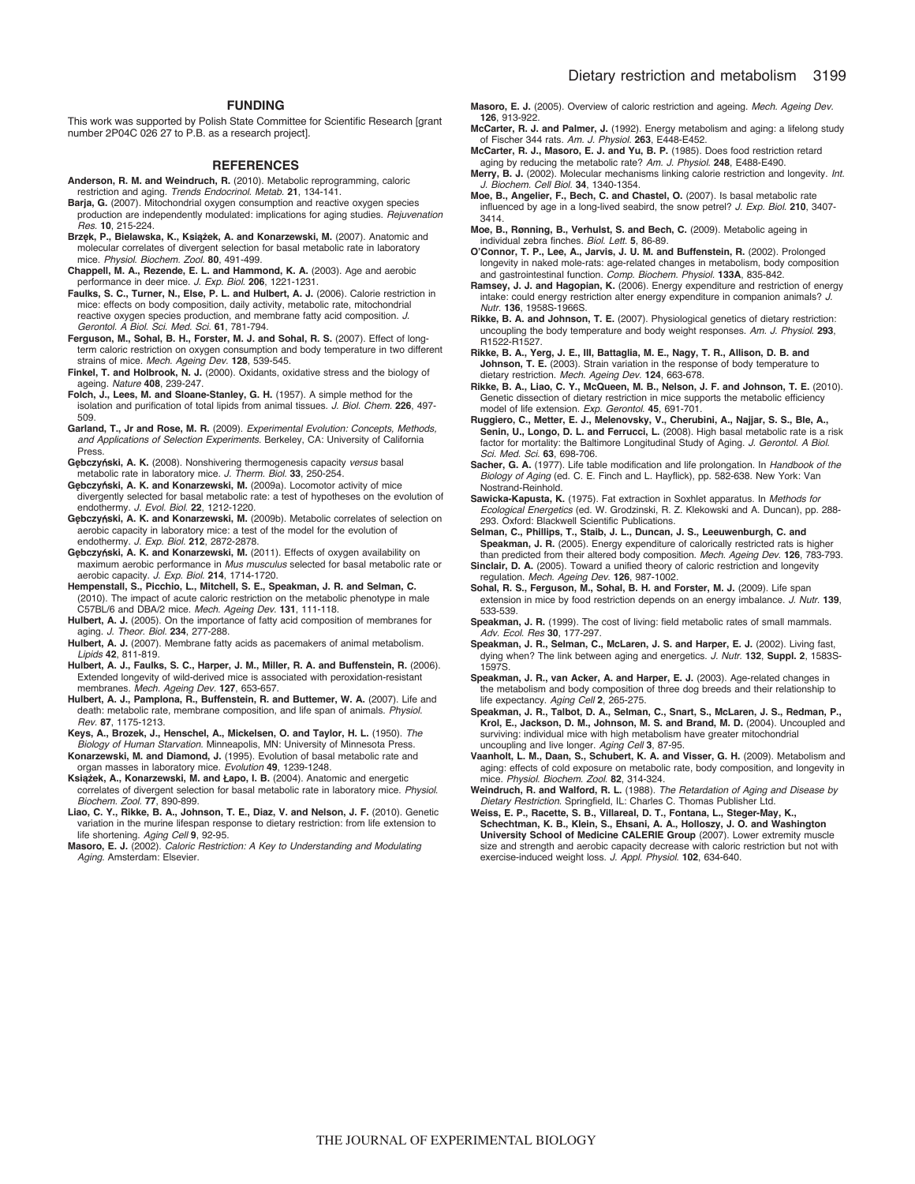## FUNDING

This work was supported by Polish State Committee for Scientific Research [grant number 2P04C 026 27 to P.B. as a research project].

## REFERENCES

**Anderson, R. M. and Weindruch, R.** (2010). Metabolic reprogramming, caloric restriction and aging. *Trends Endocrinol. Metab.* **21**, 134-141.

**Barja, G.** (2007). Mitochondrial oxygen consumption and reactive oxygen species production are independently modulated: implications for aging studies. *Rejuvenation Res.* **10**, 215-224.

**Brzęk, P., Bielawska, K., Książek, A. and Konarzewski, M.** (2007). Anatomic and molecular correlates of divergent selection for basal metabolic rate in laboratory mice. *Physiol. Biochem. Zool.* **80**, 491-499.

**Chappell, M. A., Rezende, E. L. and Hammond, K. A.** (2003). Age and aerobic performance in deer mice. *J. Exp. Biol.* **206**, 1221-1231.

**Faulks, S. C., Turner, N., Else, P. L. and Hulbert, A. J.** (2006). Calorie restriction in mice: effects on body composition, daily activity, metabolic rate, mitochondrial reactive oxygen species production, and membrane fatty acid composition. *J. Gerontol. A Biol. Sci. Med. Sci.* **61**, 781-794.

**Ferguson, M., Sohal, B. H., Forster, M. J. and Sohal, R. S.** (2007). Effect of long-term caloric restriction on oxygen consumption and body temperature in two different strains of mice. *Mech. Ageing Dev.* **128**, 539-545.

**Finkel, T. and Holbrook, N. J.** (2000). Oxidants, oxidative stress and the biology of ageing. *Nature* **408**, 239-247.

**Folch, J., Lees, M. and Sloane-Stanley, G. H.** (1957). A simple method for the isolation and purification of total lipids from animal tissues. *J. Biol. Chem.* **226**, 497-509.

**Garland, T., Jr and Rose, M. R.** (2009). *Experimental Evolution: Concepts, Methods, and Applications of Selection Experiments.* Berkeley, CA: University of California Press.

**Gębczyński, A. K.** (2008). Nonshivering thermogenesis capacity *versus* basal metabolic rate in laboratory mice. *J. Therm. Biol.* **33**, 250-254.

**Gębczyński, A. K. and Konarzewski, M.** (2009a). Locomotor activity of mice divergently selected for basal metabolic rate: a test of hypotheses on the evolution of endothermy. *J. Evol. Biol.* **22**, 1212-1220.

**Gębczyński, A. K. and Konarzewski, M.** (2009b). Metabolic correlates of selection on aerobic capacity in laboratory mice: a test of the model for the evolution of endothermy. *J. Exp. Biol.* **212**, 2872-2878.

**Gębczyński, A. K. and Konarzewski, M.** (2011). Effects of oxygen availability on maximum aerobic performance in *Mus musculus* selected for basal metabolic rate or aerobic capacity. *J. Exp. Biol.* **214**, 1714-1720.

**Hempenstall, S., Picchio, L., Mitchell, S. E., Speakman, J. R. and Selman, C.** (2010). The impact of acute caloric restriction on the metabolic phenotype in male C57BL/6 and DBA/2 mice. *Mech. Ageing Dev.* **131**, 111-118.

**Hulbert, A. J.** (2005). On the importance of fatty acid composition of membranes for aging. *J. Theor. Biol.* **234**, 277-288.

**Hulbert, A. J.** (2007). Membrane fatty acids as pacemakers of animal metabolism. *Lipids* **42**, 811-819.

**Hulbert, A. J., Faulks, S. C., Harper, J. M., Miller, R. A. and Buffenstein, R.** (2006). Extended longevity of wild-derived mice is associated with peroxidation-resistant membranes. *Mech. Ageing Dev.* **127**, 653-657.

**Hulbert, A. J., Pamplona, R., Buffenstein, R. and Buttemer, W. A.** (2007). Life and death: metabolic rate, membrane composition, and life span of animals. *Physiol. Rev.* **87**, 1175-1213.

**Keys, A., Brozek, J., Henschel, A., Mickelsen, O. and Taylor, H. L.** (1950). *The Biology of Human Starvation.* Minneapolis, MN: University of Minnesota Press.

**Konarzewski, M. and Diamond, J.** (1995). Evolution of basal metabolic rate and organ masses in laboratory mice. *Evolution* **49**, 1239-1248.

**Książek, A., Konarzewski, M. and Łapo, I. B.** (2004). Anatomic and energetic correlates of divergent selection for basal metabolic rate in laboratory mice. *Physiol. Biochem. Zool.* **77**, 890-899.

**Liao, C. Y., Rikke, B. A., Johnson, T. E., Diaz, V. and Nelson, J. F.** (2010). Genetic variation in the murine lifespan response to dietary restriction: from life extension to life shortening. *Aging Cell* **9**, 92-95.

**Masoro, E. J.** (2002). *Caloric Restriction: A Key to Understanding and Modulating Aging.* Amsterdam: Elsevier.

**Masoro, E. J.** (2005). Overview of caloric restriction and ageing. *Mech. Ageing Dev.* **126**, 913-922.

**McCarter, R. J. and Palmer, J.** (1992). Energy metabolism and aging: a lifelong study of Fischer 344 rats. *Am. J. Physiol.* **263**, E448-E452.

**McCarter, R. J., Masoro, E. J. and Yu, B. P.** (1985). Does food restriction retard aging by reducing the metabolic rate? *Am. J. Physiol.* **248**, E488-E490.

**Merry, B. J.** (2002). Molecular mechanisms linking calorie restriction and longevity. *Int. J. Biochem. Cell Biol.* **34**, 1340-1354.

**Moe, B., Angelier, F., Bech, C. and Chastel, O.** (2007). Is basal metabolic rate influenced by age in a long-lived seabird, the snow petrel? *J. Exp. Biol.* **210**, 3407-3414.

**Moe, B., Rønning, B., Verhulst, S. and Bech, C.** (2009). Metabolic ageing in individual zebra finches. *Biol. Lett.* **5**, 86-89.

**O'Connor, T. P., Lee, A., Jarvis, J. U. M. and Buffenstein, R.** (2002). Prolonged longevity in naked mole-rats: age-related changes in metabolism, body composition and gastrointestinal function. *Comp. Biochem. Physiol.* **133A**, 835-842.

**Ramsey, J. J. and Hagopian, K.** (2006). Energy expenditure and restriction of energy intake: could energy restriction alter energy expenditure in companion animals? *J. Nutr.* **136**, 1958S-1966S.

**Rikke, B. A. and Johnson, T. E.** (2007). Physiological genetics of dietary restriction: uncoupling the body temperature and body weight responses. *Am. J. Physiol.* **293**, R1522-R1527.

**Rikke, B. A., Yerg, J. E., III, Battaglia, M. E., Nagy, T. R., Allison, D. B. and Johnson, T. E.** (2003). Strain variation in the response of body temperature to dietary restriction. *Mech. Ageing Dev.* **124**, 663-678.

**Rikke, B. A., Liao, C. Y., McQueen, M. B., Nelson, J. F. and Johnson, T. E.** (2010). Genetic dissection of dietary restriction in mice supports the metabolic efficiency model of life extension. *Exp. Gerontol.* **45**, 691-701.

**Ruggiero, C., Metter, E. J., Melenovsky, V., Cherubini, A., Najjar, S. S., Ble, A., Senin, U., Longo, D. L. and Ferrucci, L.** (2008). High basal metabolic rate is a risk factor for mortality: the Baltimore Longitudinal Study of Aging. *J. Gerontol. A Biol. Sci. Med. Sci.* **63**, 698-706.

**Sacher, G. A.** (1977). Life table modification and life prolongation. In *Handbook of the Biology of Aging* (ed. C. E. Finch and L. Hayflick), pp. 582-638. New York: Van Nostrand-Reinhold.

**Sawicka-Kapusta, K.** (1975). Fat extraction in Soxhlet apparatus. In *Methods for Ecological Energetics* (ed. W. Grodzinski, R. Z. Klekowski and A. Duncan), pp. 288-293. Oxford: Blackwell Scientific Publications.

**Selman, C., Phillips, T., Staib, J. L., Duncan, J. S., Leeuwenburgh, C. and Speakman, J. R.** (2005). Energy expenditure of calorically restricted rats is higher than predicted from their altered body composition. *Mech. Ageing Dev.* **126**, 783-793.

**Sinclair, D. A.** (2005). Toward a unified theory of caloric restriction and longevity regulation. *Mech. Ageing Dev.* **126**, 987-1002.

**Sohal, R. S., Ferguson, M., Sohal, B. H. and Forster, M. J.** (2009). Life span extension in mice by food restriction depends on an energy imbalance. *J. Nutr.* **139**, 533-539.

**Speakman, J. R.** (1999). The cost of living: field metabolic rates of small mammals. *Adv. Ecol. Res* **30**, 177-297.

**Speakman, J. R., Selman, C., McLaren, J. S. and Harper, E. J.** (2002). Living fast, dying when? The link between aging and energetics. *J. Nutr.* **132**, **Suppl. 2**, 1583S-1597S.

**Speakman, J. R., van Acker, A. and Harper, E. J.** (2003). Age-related changes in the metabolism and body composition of three dog breeds and their relationship to life expectancy. *Aging Cell* **2**, 265-275.

**Speakman, J. R., Talbot, D. A., Selman, C., Snart, S., McLaren, J. S., Redman, P., Krol, E., Jackson, D. M., Johnson, M. S. and Brand, M. D.** (2004). Uncoupled and surviving: individual mice with high metabolism have greater mitochondrial uncoupling and live longer. *Aging Cell* **3**, 87-95.

**Vaanholt, L. M., Daan, S., Schubert, K. A. and Visser, G. H.** (2009). Metabolism and aging: effects of cold exposure on metabolic rate, body composition, and longevity in mice. *Physiol. Biochem. Zool.* **82**, 314-324.

**Weindruch, R. and Walford, R. L.** (1988). *The Retardation of Aging and Disease by Dietary Restriction.* Springfield, IL: Charles C. Thomas Publisher Ltd.

**Weiss, E. P., Racette, S. B., Villareal, D. T., Fontana, L., Steger-May, K., Schechtman, K. B., Klein, S., Ehsani, A. A., Holloszy, J. O. and Washington University School of Medicine CALERIE Group** (2007). Lower extremity muscle size and strength and aerobic capacity decrease with caloric restriction but not with exercise-induced weight loss. *J. Appl. Physiol.* **102**, 634-640.